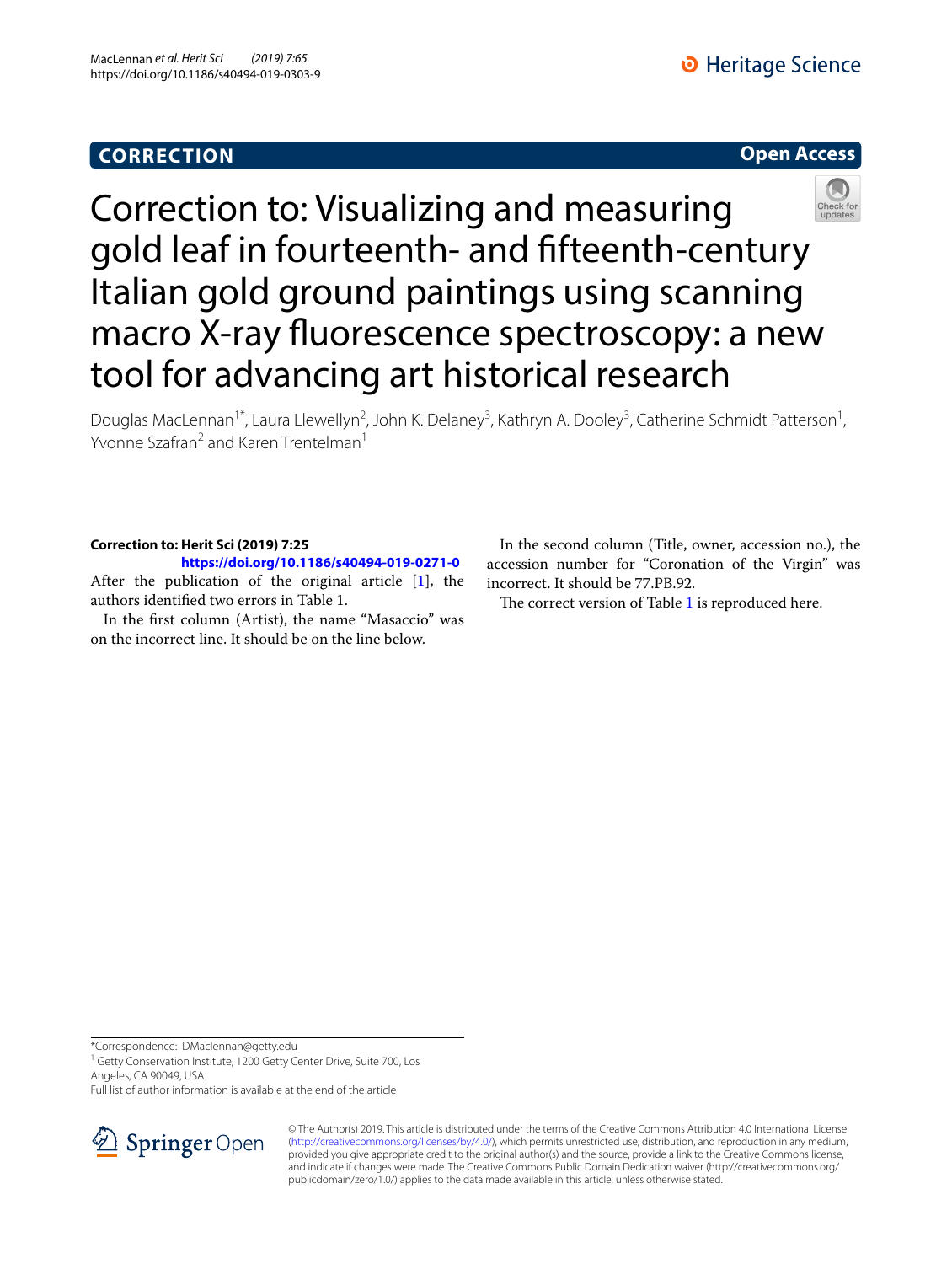CORRECTION

Open Access

# Correction to: Visualizing and measuring gold leaf in fourteenth- and fifteenth-century Italian gold ground paintings using scanning macro X-ray fluorescence spectroscopy: a new tool for advancing art historical research

Douglas MacLennan[1*], Laura Llewellyn[2], John K. Delaney[3], Kathryn A. Dooley[3], Catherine Schmidt Patterson[1], Yvonne Szafran[2] and Karen Trentelman[1]

**Correction to: Herit Sci (2019) 7:25**
**https://doi.org/10.1186/s40494-019-0271-0**

After the publication of the original article [1], the authors identified two errors in Table 1.

In the first column (Artist), the name "Masaccio" was on the incorrect line. It should be on the line below.

In the second column (Title, owner, accession no.), the accession number for "Coronation of the Virgin" was incorrect. It should be 77.PB.92.

The correct version of Table 1 is reproduced here.

*Correspondence: DMaclennan@getty.edu
[1] Getty Conservation Institute, 1200 Getty Center Drive, Suite 700, Los Angeles, CA 90049, USA
Full list of author information is available at the end of the article

© The Author(s) 2019. This article is distributed under the terms of the Creative Commons Attribution 4.0 International License (http://creativecommons.org/licenses/by/4.0/), which permits unrestricted use, distribution, and reproduction in any medium, provided you give appropriate credit to the original author(s) and the source, provide a link to the Creative Commons license, and indicate if changes were made. The Creative Commons Public Domain Dedication waiver (http://creativecommons.org/publicdomain/zero/1.0/) applies to the data made available in this article, unless otherwise stated.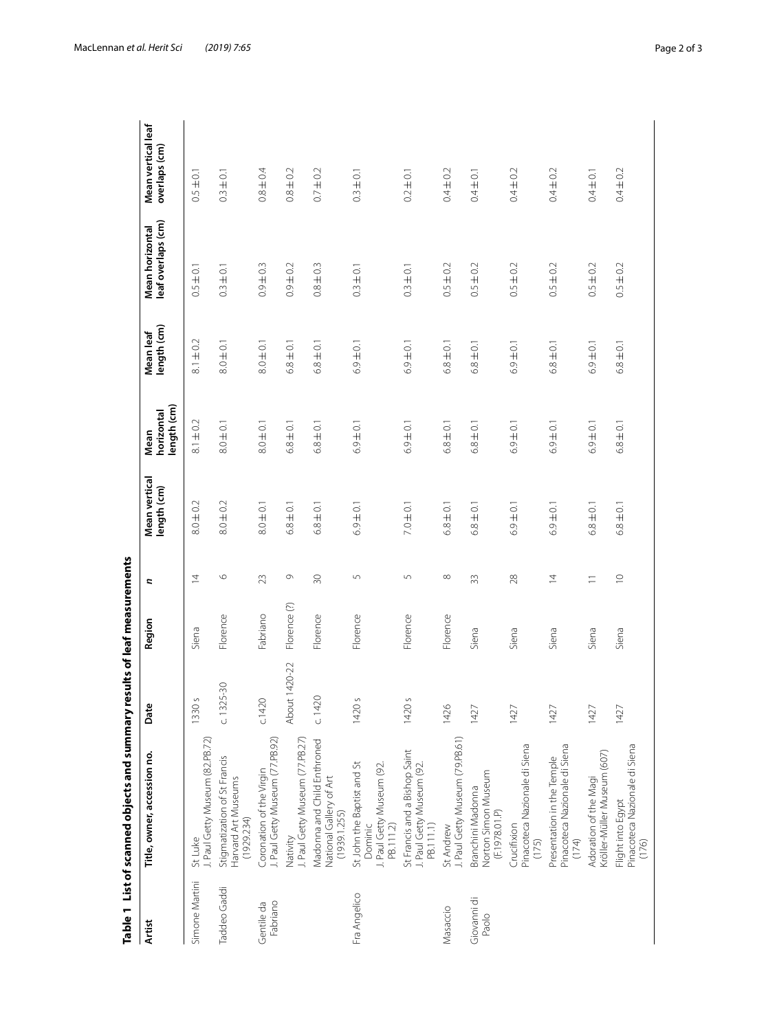**Table 1 List of scanned objects and summary results of leaf measurements**

| Artist | Title, owner, accession no. | Date | Region | *n* | Mean vertical length (cm) | Mean horizontal length (cm) | Mean leaf length (cm) | Mean horizontal leaf overlaps (cm) | Mean vertical leaf overlaps (cm) |
|---|---|---|---|---|---|---|---|---|---|
| Simone Martini | St Luke J. Paul Getty Museum (82.PB.72) | 1330 s | Siena | 14 | 8.0 ± 0.2 | 8.1 ± 0.2 | 8.1 ± 0.2 | 0.5 ± 0.1 | 0.5 ± 0.1 |
| Taddeo Gaddi | Stigmatization of St Francis Harvard Art Museums (1929.234) | c. 1325-30 | Florence | 6 | 8.0 ± 0.2 | 8.0 ± 0.1 | 8.0 ± 0.1 | 0.3 ± 0.1 | 0.3 ± 0.1 |
| Gentile da Fabriano | Coronation of the Virgin J. Paul Getty Museum (77.PB.92) | c.1420 | Fabriano | 23 | 8.0 ± 0.1 | 8.0 ± 0.1 | 8.0 ± 0.1 | 0.9 ± 0.3 | 0.8 ± 0.4 |
| | Nativity J. Paul Getty Museum (77.PB.27) | About 1420-22 | Florence (?) | 9 | 6.8 ± 0.1 | 6.8 ± 0.1 | 6.8 ± 0.1 | 0.9 ± 0.2 | 0.8 ± 0.2 |
| | Madonna and Child Enthroned National Gallery of Art (1939.1.255) | c. 1420 | Florence | 30 | 6.8 ± 0.1 | 6.8 ± 0.1 | 6.8 ± 0.1 | 0.8 ± 0.3 | 0.7 ± 0.2 |
| Fra Angelico | St John the Baptist and St Dominic J. Paul Getty Museum (92. PB.111.2) | 1420 s | Florence | 5 | 6.9 ± 0.1 | 6.9 ± 0.1 | 6.9 ± 0.1 | 0.3 ± 0.1 | 0.3 ± 0.1 |
| | St Francis and a Bishop Saint J. Paul Getty Museum (92. PB.111.1) | 1420 s | Florence | 5 | 7.0 ± 0.1 | 6.9 ± 0.1 | 6.9 ± 0.1 | 0.3 ± 0.1 | 0.2 ± 0.1 |
| Masaccio | St Andrew J. Paul Getty Museum (79.PB.61) | 1426 | Florence | 8 | 6.8 ± 0.1 | 6.8 ± 0.1 | 6.8 ± 0.1 | 0.5 ± 0.2 | 0.4 ± 0.2 |
| Giovanni di Paolo | Branchini Madonna Norton Simon Museum (F.1978.01.P) | 1427 | Siena | 33 | 6.8 ± 0.1 | 6.8 ± 0.1 | 6.8 ± 0.1 | 0.5 ± 0.2 | 0.4 ± 0.1 |
| | Crucifixion Pinacoteca Nazionale di Siena (175) | 1427 | Siena | 28 | 6.9 ± 0.1 | 6.9 ± 0.1 | 6.9 ± 0.1 | 0.5 ± 0.2 | 0.4 ± 0.2 |
| | Presentation in the Temple Pinacoteca Nazionale di Siena (174) | 1427 | Siena | 14 | 6.9 ± 0.1 | 6.9 ± 0.1 | 6.8 ± 0.1 | 0.5 ± 0.2 | 0.4 ± 0.2 |
| | Adoration of the Magi Kröller-Müller Museum (607) | 1427 | Siena | 11 | 6.8 ± 0.1 | 6.9 ± 0.1 | 6.9 ± 0.1 | 0.5 ± 0.2 | 0.4 ± 0.1 |
| | Flight into Egypt Pinacoteca Nazionale di Siena (176) | 1427 | Siena | 10 | 6.8 ± 0.1 | 6.8 ± 0.1 | 6.8 ± 0.1 | 0.5 ± 0.2 | 0.4 ± 0.2 |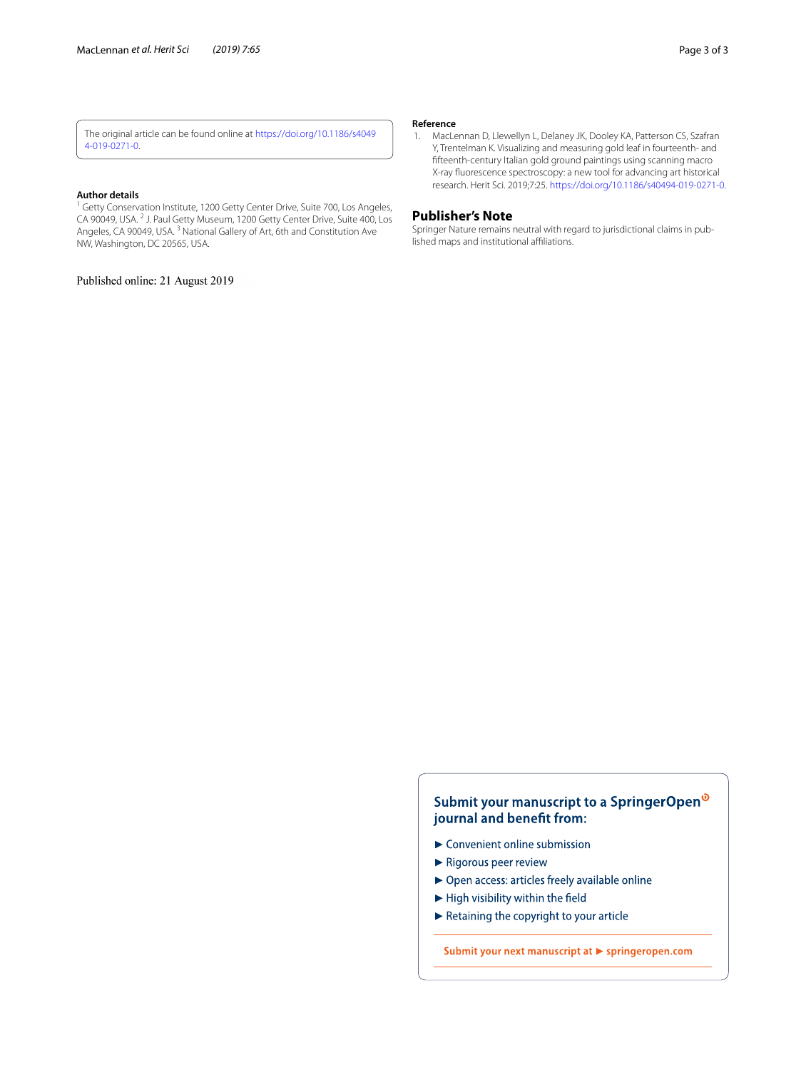The original article can be found online at https://doi.org/10.1186/s40494-019-0271-0.

**Author details**

[1] Getty Conservation Institute, 1200 Getty Center Drive, Suite 700, Los Angeles, CA 90049, USA. [2] J. Paul Getty Museum, 1200 Getty Center Drive, Suite 400, Los Angeles, CA 90049, USA. [3] National Gallery of Art, 6th and Constitution Ave NW, Washington, DC 20565, USA.

Published online: 21 August 2019

**Reference**

1. MacLennan D, Llewellyn L, Delaney JK, Dooley KA, Patterson CS, Szafran Y, Trentelman K. Visualizing and measuring gold leaf in fourteenth- and fifteenth-century Italian gold ground paintings using scanning macro X-ray fluorescence spectroscopy: a new tool for advancing art historical research. Herit Sci. 2019;7:25. https://doi.org/10.1186/s40494-019-0271-0.

## Publisher's Note

Springer Nature remains neutral with regard to jurisdictional claims in published maps and institutional affiliations.

**Submit your manuscript to a SpringerOpen journal and benefit from:**

- Convenient online submission
- Rigorous peer review
- Open access: articles freely available online
- High visibility within the field
- Retaining the copyright to your article

Submit your next manuscript at ▶ springeropen.com